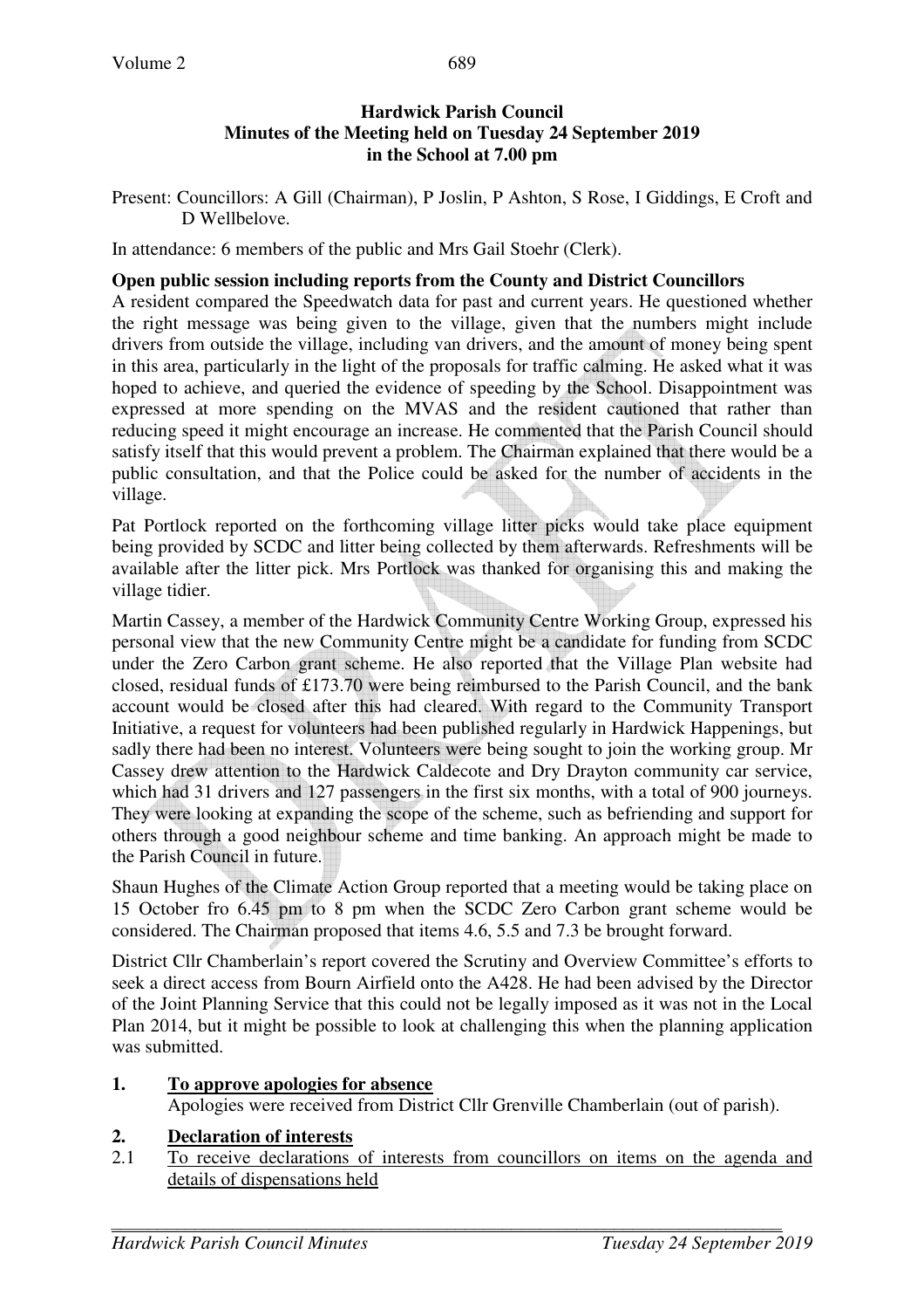**Hardwick Parish Council**
**Minutes of the Meeting held on Tuesday 24 September 2019**
**in the School at 7.00 pm**

Present: Councillors: A Gill (Chairman), P Joslin, P Ashton, S Rose, I Giddings, E Croft and D Wellbelove.

In attendance: 6 members of the public and Mrs Gail Stoehr (Clerk).

**Open public session including reports from the County and District Councillors**

A resident compared the Speedwatch data for past and current years. He questioned whether the right message was being given to the village, given that the numbers might include drivers from outside the village, including van drivers, and the amount of money being spent in this area, particularly in the light of the proposals for traffic calming. He asked what it was hoped to achieve, and queried the evidence of speeding by the School. Disappointment was expressed at more spending on the MVAS and the resident cautioned that rather than reducing speed it might encourage an increase. He commented that the Parish Council should satisfy itself that this would prevent a problem. The Chairman explained that there would be a public consultation, and that the Police could be asked for the number of accidents in the village.

Pat Portlock reported on the forthcoming village litter picks would take place equipment being provided by SCDC and litter being collected by them afterwards. Refreshments will be available after the litter pick. Mrs Portlock was thanked for organising this and making the village tidier.

Martin Cassey, a member of the Hardwick Community Centre Working Group, expressed his personal view that the new Community Centre might be a candidate for funding from SCDC under the Zero Carbon grant scheme. He also reported that the Village Plan website had closed, residual funds of £173.70 were being reimbursed to the Parish Council, and the bank account would be closed after this had cleared. With regard to the Community Transport Initiative, a request for volunteers had been published regularly in Hardwick Happenings, but sadly there had been no interest. Volunteers were being sought to join the working group. Mr Cassey drew attention to the Hardwick Caldecote and Dry Drayton community car service, which had 31 drivers and 127 passengers in the first six months, with a total of 900 journeys. They were looking at expanding the scope of the scheme, such as befriending and support for others through a good neighbour scheme and time banking. An approach might be made to the Parish Council in future.

Shaun Hughes of the Climate Action Group reported that a meeting would be taking place on 15 October fro 6.45 pm to 8 pm when the SCDC Zero Carbon grant scheme would be considered. The Chairman proposed that items 4.6, 5.5 and 7.3 be brought forward.

District Cllr Chamberlain's report covered the Scrutiny and Overview Committee's efforts to seek a direct access from Bourn Airfield onto the A428. He had been advised by the Director of the Joint Planning Service that this could not be legally imposed as it was not in the Local Plan 2014, but it might be possible to look at challenging this when the planning application was submitted.

**1. <u>To approve apologies for absence</u>**

Apologies were received from District Cllr Grenville Chamberlain (out of parish).

**2. <u>Declaration of interests</u>**

2.1 <u>To receive declarations of interests from councillors on items on the agenda and details of dispensations held</u>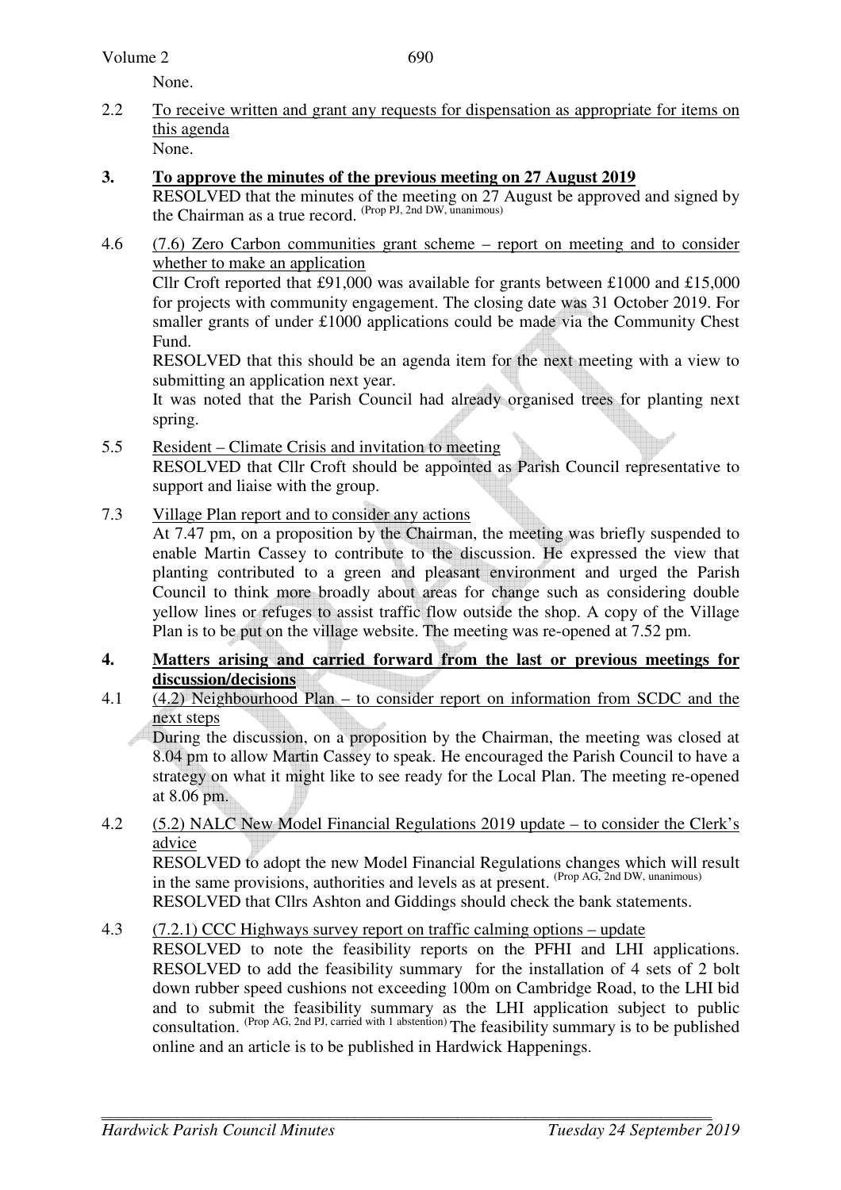None.

2.2 To receive written and grant any requests for dispensation as appropriate for items on this agenda
None.

**3. To approve the minutes of the previous meeting on 27 August 2019**

RESOLVED that the minutes of the meeting on 27 August be approved and signed by the Chairman as a true record. (Prop PJ, 2nd DW, unanimous)

4.6 (7.6) Zero Carbon communities grant scheme – report on meeting and to consider whether to make an application

Cllr Croft reported that £91,000 was available for grants between £1000 and £15,000 for projects with community engagement. The closing date was 31 October 2019. For smaller grants of under £1000 applications could be made via the Community Chest Fund.

RESOLVED that this should be an agenda item for the next meeting with a view to submitting an application next year.

It was noted that the Parish Council had already organised trees for planting next spring.

5.5 Resident – Climate Crisis and invitation to meeting

RESOLVED that Cllr Croft should be appointed as Parish Council representative to support and liaise with the group.

7.3 Village Plan report and to consider any actions

At 7.47 pm, on a proposition by the Chairman, the meeting was briefly suspended to enable Martin Cassey to contribute to the discussion. He expressed the view that planting contributed to a green and pleasant environment and urged the Parish Council to think more broadly about areas for change such as considering double yellow lines or refuges to assist traffic flow outside the shop. A copy of the Village Plan is to be put on the village website. The meeting was re-opened at 7.52 pm.

**4. Matters arising and carried forward from the last or previous meetings for discussion/decisions**

4.1 (4.2) Neighbourhood Plan – to consider report on information from SCDC and the next steps

During the discussion, on a proposition by the Chairman, the meeting was closed at 8.04 pm to allow Martin Cassey to speak. He encouraged the Parish Council to have a strategy on what it might like to see ready for the Local Plan. The meeting re-opened at 8.06 pm.

4.2 (5.2) NALC New Model Financial Regulations 2019 update – to consider the Clerk's advice

RESOLVED to adopt the new Model Financial Regulations changes which will result in the same provisions, authorities and levels as at present. (Prop AG, 2nd DW, unanimous)

RESOLVED that Cllrs Ashton and Giddings should check the bank statements.

4.3 (7.2.1) CCC Highways survey report on traffic calming options – update

RESOLVED to note the feasibility reports on the PFHI and LHI applications. RESOLVED to add the feasibility summary for the installation of 4 sets of 2 bolt down rubber speed cushions not exceeding 100m on Cambridge Road, to the LHI bid and to submit the feasibility summary as the LHI application subject to public consultation. (Prop AG, 2nd PJ, carried with 1 abstention) The feasibility summary is to be published online and an article is to be published in Hardwick Happenings.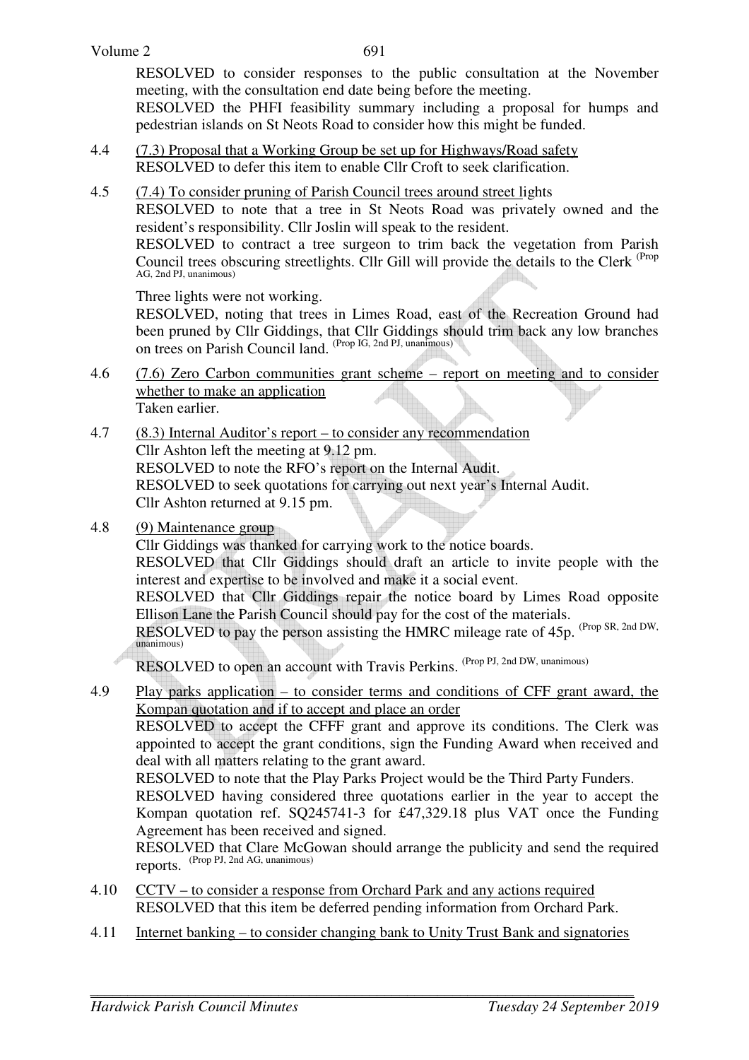RESOLVED to consider responses to the public consultation at the November meeting, with the consultation end date being before the meeting.
RESOLVED the PHFI feasibility summary including a proposal for humps and pedestrian islands on St Neots Road to consider how this might be funded.

4.4 <u>(7.3) Proposal that a Working Group be set up for Highways/Road safety</u>
RESOLVED to defer this item to enable Cllr Croft to seek clarification.

4.5 <u>(7.4) To consider pruning of Parish Council trees around street lights</u>
RESOLVED to note that a tree in St Neots Road was privately owned and the resident's responsibility. Cllr Joslin will speak to the resident.
RESOLVED to contract a tree surgeon to trim back the vegetation from Parish Council trees obscuring streetlights. Cllr Gill will provide the details to the Clerk (Prop AG, 2nd PJ, unanimous)

Three lights were not working.
RESOLVED, noting that trees in Limes Road, east of the Recreation Ground had been pruned by Cllr Giddings, that Cllr Giddings should trim back any low branches on trees on Parish Council land. (Prop IG, 2nd PJ, unanimous)

4.6 <u>(7.6) Zero Carbon communities grant scheme – report on meeting and to consider whether to make an application</u>
Taken earlier.

4.7 <u>(8.3) Internal Auditor's report – to consider any recommendation</u>
Cllr Ashton left the meeting at 9.12 pm.
RESOLVED to note the RFO's report on the Internal Audit.
RESOLVED to seek quotations for carrying out next year's Internal Audit.
Cllr Ashton returned at 9.15 pm.

4.8 <u>(9) Maintenance group</u>
Cllr Giddings was thanked for carrying work to the notice boards.
RESOLVED that Cllr Giddings should draft an article to invite people with the interest and expertise to be involved and make it a social event.
RESOLVED that Cllr Giddings repair the notice board by Limes Road opposite Ellison Lane the Parish Council should pay for the cost of the materials.
RESOLVED to pay the person assisting the HMRC mileage rate of 45p. (Prop SR, 2nd DW, unanimous)

RESOLVED to open an account with Travis Perkins. (Prop PJ, 2nd DW, unanimous)

4.9 <u>Play parks application – to consider terms and conditions of CFF grant award, the Kompan quotation and if to accept and place an order</u>
RESOLVED to accept the CFFF grant and approve its conditions. The Clerk was appointed to accept the grant conditions, sign the Funding Award when received and deal with all matters relating to the grant award.
RESOLVED to note that the Play Parks Project would be the Third Party Funders.
RESOLVED having considered three quotations earlier in the year to accept the Kompan quotation ref. SQ245741-3 for £47,329.18 plus VAT once the Funding Agreement has been received and signed.
RESOLVED that Clare McGowan should arrange the publicity and send the required reports. (Prop PJ, 2nd AG, unanimous)

4.10 <u>CCTV – to consider a response from Orchard Park and any actions required</u>
RESOLVED that this item be deferred pending information from Orchard Park.

4.11 <u>Internet banking – to consider changing bank to Unity Trust Bank and signatories</u>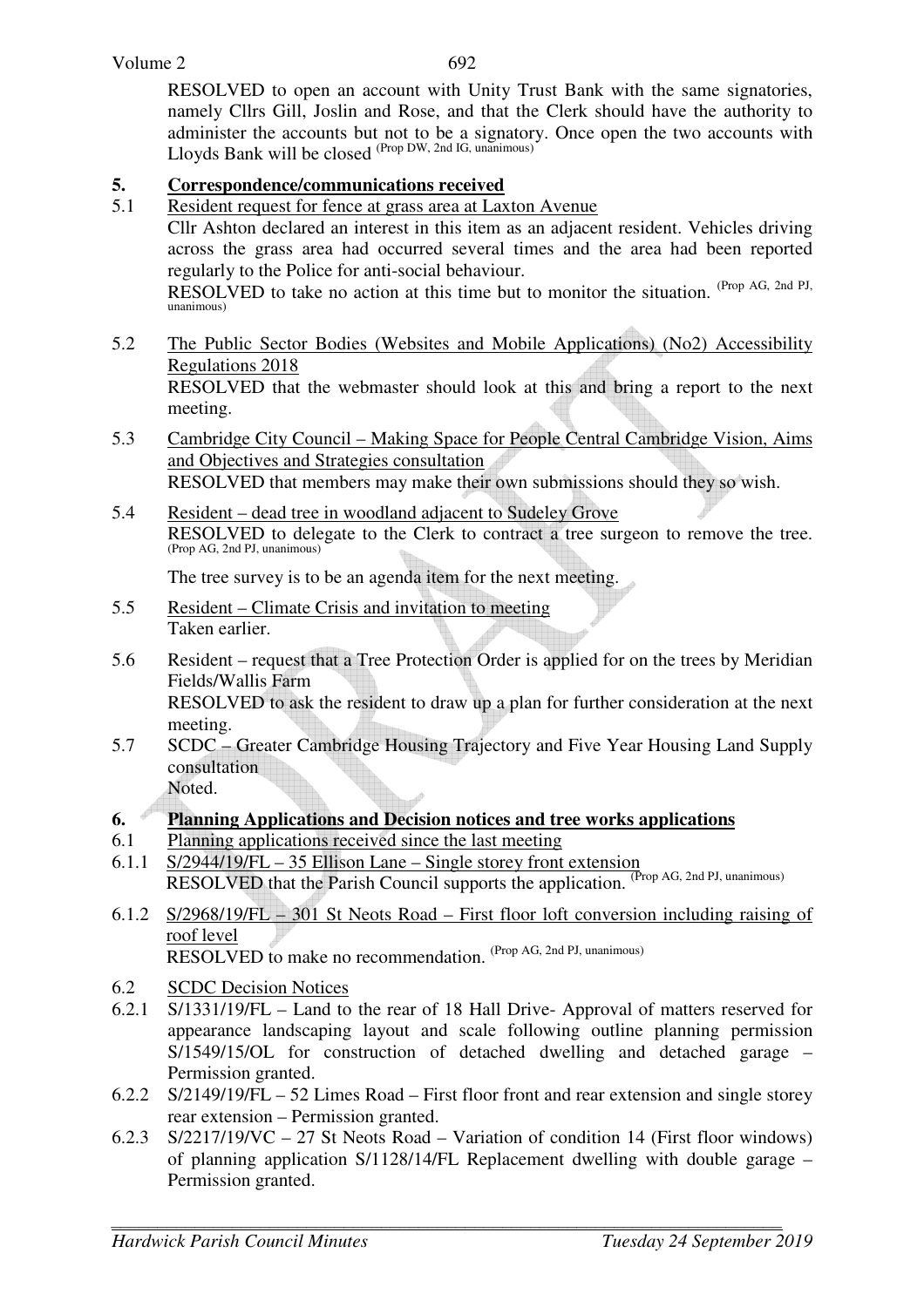RESOLVED to open an account with Unity Trust Bank with the same signatories, namely Cllrs Gill, Joslin and Rose, and that the Clerk should have the authority to administer the accounts but not to be a signatory. Once open the two accounts with Lloyds Bank will be closed (Prop DW, 2nd IG, unanimous)

## 5. Correspondence/communications received

5.1 Resident request for fence at grass area at Laxton Avenue

Cllr Ashton declared an interest in this item as an adjacent resident. Vehicles driving across the grass area had occurred several times and the area had been reported regularly to the Police for anti-social behaviour.

RESOLVED to take no action at this time but to monitor the situation. (Prop AG, 2nd PJ, unanimous)

5.2 The Public Sector Bodies (Websites and Mobile Applications) (No2) Accessibility Regulations 2018

RESOLVED that the webmaster should look at this and bring a report to the next meeting.

5.3 Cambridge City Council – Making Space for People Central Cambridge Vision, Aims and Objectives and Strategies consultation

RESOLVED that members may make their own submissions should they so wish.

5.4 Resident – dead tree in woodland adjacent to Sudeley Grove

RESOLVED to delegate to the Clerk to contract a tree surgeon to remove the tree. (Prop AG, 2nd PJ, unanimous)

The tree survey is to be an agenda item for the next meeting.

5.5 Resident – Climate Crisis and invitation to meeting

Taken earlier.

5.6 Resident – request that a Tree Protection Order is applied for on the trees by Meridian Fields/Wallis Farm

RESOLVED to ask the resident to draw up a plan for further consideration at the next meeting.

5.7 SCDC – Greater Cambridge Housing Trajectory and Five Year Housing Land Supply consultation

Noted.

## 6. Planning Applications and Decision notices and tree works applications

6.1 Planning applications received since the last meeting

6.1.1 S/2944/19/FL – 35 Ellison Lane – Single storey front extension

RESOLVED that the Parish Council supports the application. (Prop AG, 2nd PJ, unanimous)

6.1.2 S/2968/19/FL – 301 St Neots Road – First floor loft conversion including raising of roof level

RESOLVED to make no recommendation. (Prop AG, 2nd PJ, unanimous)

6.2 SCDC Decision Notices

6.2.1 S/1331/19/FL – Land to the rear of 18 Hall Drive- Approval of matters reserved for appearance landscaping layout and scale following outline planning permission S/1549/15/OL for construction of detached dwelling and detached garage – Permission granted.

6.2.2 S/2149/19/FL – 52 Limes Road – First floor front and rear extension and single storey rear extension – Permission granted.

6.2.3 S/2217/19/VC – 27 St Neots Road – Variation of condition 14 (First floor windows) of planning application S/1128/14/FL Replacement dwelling with double garage – Permission granted.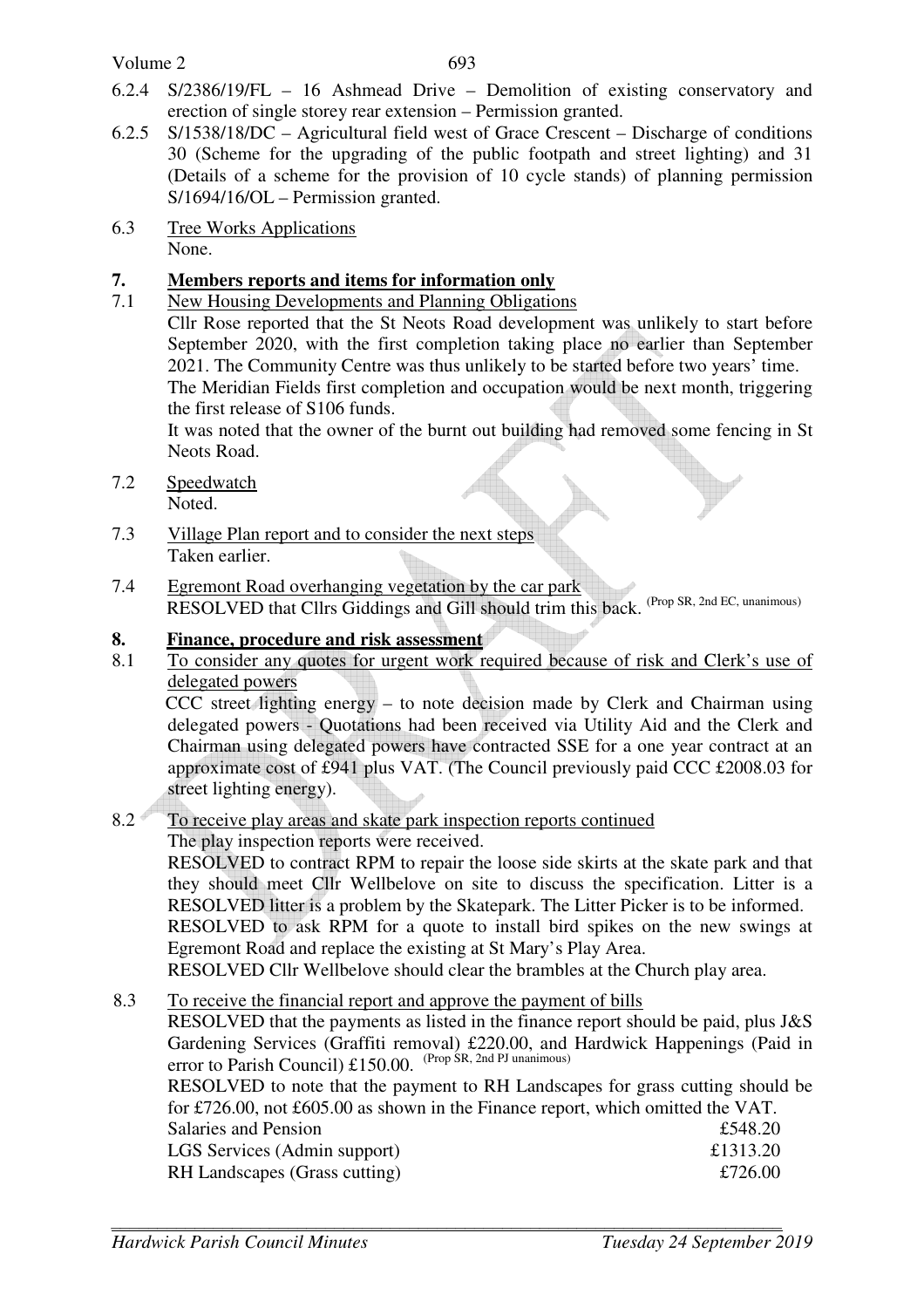6.2.4 S/2386/19/FL – 16 Ashmead Drive – Demolition of existing conservatory and erection of single storey rear extension – Permission granted.

6.2.5 S/1538/18/DC – Agricultural field west of Grace Crescent – Discharge of conditions 30 (Scheme for the upgrading of the public footpath and street lighting) and 31 (Details of a scheme for the provision of 10 cycle stands) of planning permission S/1694/16/OL – Permission granted.

6.3 Tree Works Applications
None.

## 7. Members reports and items for information only

7.1 New Housing Developments and Planning Obligations

Cllr Rose reported that the St Neots Road development was unlikely to start before September 2020, with the first completion taking place no earlier than September 2021. The Community Centre was thus unlikely to be started before two years' time.

The Meridian Fields first completion and occupation would be next month, triggering the first release of S106 funds.

It was noted that the owner of the burnt out building had removed some fencing in St Neots Road.

7.2 Speedwatch
Noted.

7.3 Village Plan report and to consider the next steps
Taken earlier.

7.4 Egremont Road overhanging vegetation by the car park
RESOLVED that Cllrs Giddings and Gill should trim this back. (Prop SR, 2nd EC, unanimous)

## 8. Finance, procedure and risk assessment

8.1 To consider any quotes for urgent work required because of risk and Clerk's use of delegated powers

CCC street lighting energy – to note decision made by Clerk and Chairman using delegated powers - Quotations had been received via Utility Aid and the Clerk and Chairman using delegated powers have contracted SSE for a one year contract at an approximate cost of £941 plus VAT. (The Council previously paid CCC £2008.03 for street lighting energy).

8.2 To receive play areas and skate park inspection reports continued

The play inspection reports were received.

RESOLVED to contract RPM to repair the loose side skirts at the skate park and that they should meet Cllr Wellbelove on site to discuss the specification. Litter is a RESOLVED litter is a problem by the Skatepark. The Litter Picker is to be informed.

RESOLVED to ask RPM for a quote to install bird spikes on the new swings at Egremont Road and replace the existing at St Mary's Play Area.

RESOLVED Cllr Wellbelove should clear the brambles at the Church play area.

8.3 To receive the financial report and approve the payment of bills

RESOLVED that the payments as listed in the finance report should be paid, plus J&S Gardening Services (Graffiti removal) £220.00, and Hardwick Happenings (Paid in error to Parish Council) £150.00. (Prop SR, 2nd PJ unanimous)

RESOLVED to note that the payment to RH Landscapes for grass cutting should be for £726.00, not £605.00 as shown in the Finance report, which omitted the VAT.

| | |
|---|---|
| Salaries and Pension | £548.20 |
| LGS Services (Admin support) | £1313.20 |
| RH Landscapes (Grass cutting) | £726.00 |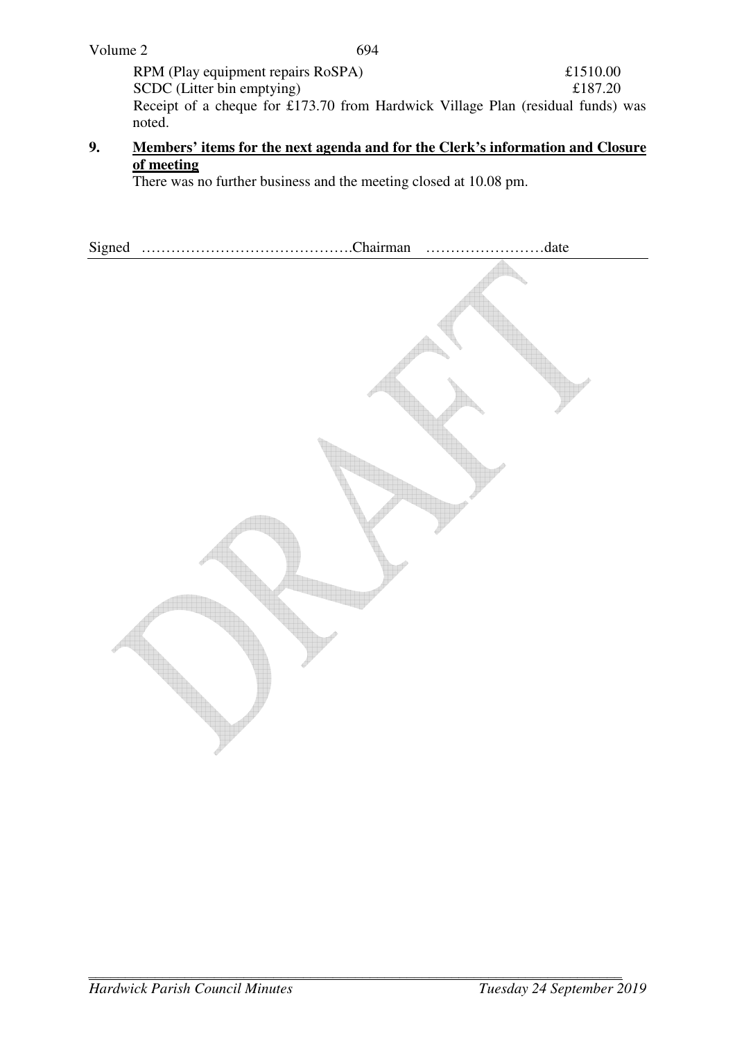| | |
|---|---|
| RPM (Play equipment repairs RoSPA) | £1510.00 |
| SCDC (Litter bin emptying) | £187.20 |

Receipt of a cheque for £173.70 from Hardwick Village Plan (residual funds) was noted.

**9. Members' items for the next agenda and for the Clerk's information and Closure of meeting**

There was no further business and the meeting closed at 10.08 pm.

Signed ……………………………………Chairman ……………………date